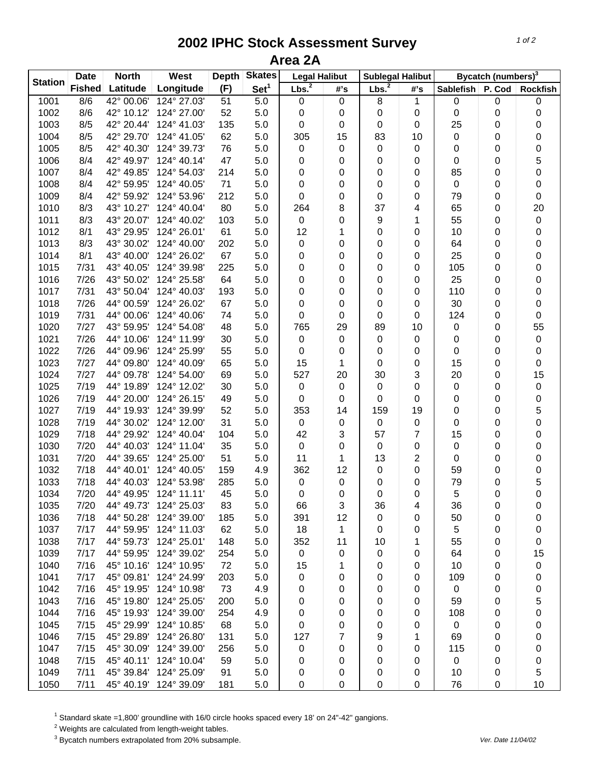# 2002 IPHC Stock Assessment Survey
## Area 2A

| Station | Date | North | West | Depth | Skates | Legal Halibut | | Sublegal Halibut | | Bycatch (numbers)[3] | | |
|---|---|---|---|---|---|---|---|---|---|---|---|---|
| | Fished | Latitude | Longitude | (F) | Set[1] | Lbs.[2] | #'s | Lbs.[2] | #'s | Sablefish | P. Cod | Rockfish |
| 1001 | 8/6 | 42° 00.06' | 124° 27.03' | 51 | 5.0 | 0 | 0 | 8 | 1 | 0 | 0 | 0 |
| 1002 | 8/6 | 42° 10.12' | 124° 27.00' | 52 | 5.0 | 0 | 0 | 0 | 0 | 0 | 0 | 0 |
| 1003 | 8/5 | 42° 20.44' | 124° 41.03' | 135 | 5.0 | 0 | 0 | 0 | 0 | 25 | 0 | 0 |
| 1004 | 8/5 | 42° 29.70' | 124° 41.05' | 62 | 5.0 | 305 | 15 | 83 | 10 | 0 | 0 | 0 |
| 1005 | 8/5 | 42° 40.30' | 124° 39.73' | 76 | 5.0 | 0 | 0 | 0 | 0 | 0 | 0 | 0 |
| 1006 | 8/4 | 42° 49.97' | 124° 40.14' | 47 | 5.0 | 0 | 0 | 0 | 0 | 0 | 0 | 5 |
| 1007 | 8/4 | 42° 49.85' | 124° 54.03' | 214 | 5.0 | 0 | 0 | 0 | 0 | 85 | 0 | 0 |
| 1008 | 8/4 | 42° 59.95' | 124° 40.05' | 71 | 5.0 | 0 | 0 | 0 | 0 | 0 | 0 | 0 |
| 1009 | 8/4 | 42° 59.92' | 124° 53.96' | 212 | 5.0 | 0 | 0 | 0 | 0 | 79 | 0 | 0 |
| 1010 | 8/3 | 43° 10.27' | 124° 40.04' | 80 | 5.0 | 264 | 8 | 37 | 4 | 65 | 0 | 20 |
| 1011 | 8/3 | 43° 20.07' | 124° 40.02' | 103 | 5.0 | 0 | 0 | 9 | 1 | 55 | 0 | 0 |
| 1012 | 8/1 | 43° 29.95' | 124° 26.01' | 61 | 5.0 | 12 | 1 | 0 | 0 | 10 | 0 | 0 |
| 1013 | 8/3 | 43° 30.02' | 124° 40.00' | 202 | 5.0 | 0 | 0 | 0 | 0 | 64 | 0 | 0 |
| 1014 | 8/1 | 43° 40.00' | 124° 26.02' | 67 | 5.0 | 0 | 0 | 0 | 0 | 25 | 0 | 0 |
| 1015 | 7/31 | 43° 40.05' | 124° 39.98' | 225 | 5.0 | 0 | 0 | 0 | 0 | 105 | 0 | 0 |
| 1016 | 7/26 | 43° 50.02' | 124° 25.58' | 64 | 5.0 | 0 | 0 | 0 | 0 | 25 | 0 | 0 |
| 1017 | 7/31 | 43° 50.04' | 124° 40.03' | 193 | 5.0 | 0 | 0 | 0 | 0 | 110 | 0 | 0 |
| 1018 | 7/26 | 44° 00.59' | 124° 26.02' | 67 | 5.0 | 0 | 0 | 0 | 0 | 30 | 0 | 0 |
| 1019 | 7/31 | 44° 00.06' | 124° 40.06' | 74 | 5.0 | 0 | 0 | 0 | 0 | 124 | 0 | 0 |
| 1020 | 7/27 | 43° 59.95' | 124° 54.08' | 48 | 5.0 | 765 | 29 | 89 | 10 | 0 | 0 | 55 |
| 1021 | 7/26 | 44° 10.06' | 124° 11.99' | 30 | 5.0 | 0 | 0 | 0 | 0 | 0 | 0 | 0 |
| 1022 | 7/26 | 44° 09.96' | 124° 25.99' | 55 | 5.0 | 0 | 0 | 0 | 0 | 0 | 0 | 0 |
| 1023 | 7/27 | 44° 09.80' | 124° 40.09' | 65 | 5.0 | 15 | 1 | 0 | 0 | 15 | 0 | 0 |
| 1024 | 7/27 | 44° 09.78' | 124° 54.00' | 69 | 5.0 | 527 | 20 | 30 | 3 | 20 | 0 | 15 |
| 1025 | 7/19 | 44° 19.89' | 124° 12.02' | 30 | 5.0 | 0 | 0 | 0 | 0 | 0 | 0 | 0 |
| 1026 | 7/19 | 44° 20.00' | 124° 26.15' | 49 | 5.0 | 0 | 0 | 0 | 0 | 0 | 0 | 0 |
| 1027 | 7/19 | 44° 19.93' | 124° 39.99' | 52 | 5.0 | 353 | 14 | 159 | 19 | 0 | 0 | 5 |
| 1028 | 7/19 | 44° 30.02' | 124° 12.00' | 31 | 5.0 | 0 | 0 | 0 | 0 | 0 | 0 | 0 |
| 1029 | 7/18 | 44° 29.92' | 124° 40.04' | 104 | 5.0 | 42 | 3 | 57 | 7 | 15 | 0 | 0 |
| 1030 | 7/20 | 44° 40.03' | 124° 11.04' | 35 | 5.0 | 0 | 0 | 0 | 0 | 0 | 0 | 0 |
| 1031 | 7/20 | 44° 39.65' | 124° 25.00' | 51 | 5.0 | 11 | 1 | 13 | 2 | 0 | 0 | 0 |
| 1032 | 7/18 | 44° 40.01' | 124° 40.05' | 159 | 4.9 | 362 | 12 | 0 | 0 | 59 | 0 | 0 |
| 1033 | 7/18 | 44° 40.03' | 124° 53.98' | 285 | 5.0 | 0 | 0 | 0 | 0 | 79 | 0 | 5 |
| 1034 | 7/20 | 44° 49.95' | 124° 11.11' | 45 | 5.0 | 0 | 0 | 0 | 0 | 5 | 0 | 0 |
| 1035 | 7/20 | 44° 49.73' | 124° 25.03' | 83 | 5.0 | 66 | 3 | 36 | 4 | 36 | 0 | 0 |
| 1036 | 7/18 | 44° 50.28' | 124° 39.00' | 185 | 5.0 | 391 | 12 | 0 | 0 | 50 | 0 | 0 |
| 1037 | 7/17 | 44° 59.95' | 124° 11.03' | 62 | 5.0 | 18 | 1 | 0 | 0 | 5 | 0 | 0 |
| 1038 | 7/17 | 44° 59.73' | 124° 25.01' | 148 | 5.0 | 352 | 11 | 10 | 1 | 55 | 0 | 0 |
| 1039 | 7/17 | 44° 59.95' | 124° 39.02' | 254 | 5.0 | 0 | 0 | 0 | 0 | 64 | 0 | 15 |
| 1040 | 7/16 | 45° 10.16' | 124° 10.95' | 72 | 5.0 | 15 | 1 | 0 | 0 | 10 | 0 | 0 |
| 1041 | 7/17 | 45° 09.81' | 124° 24.99' | 203 | 5.0 | 0 | 0 | 0 | 0 | 109 | 0 | 0 |
| 1042 | 7/16 | 45° 19.95' | 124° 10.98' | 73 | 4.9 | 0 | 0 | 0 | 0 | 0 | 0 | 0 |
| 1043 | 7/16 | 45° 19.80' | 124° 25.05' | 200 | 5.0 | 0 | 0 | 0 | 0 | 59 | 0 | 5 |
| 1044 | 7/16 | 45° 19.93' | 124° 39.00' | 254 | 4.9 | 0 | 0 | 0 | 0 | 108 | 0 | 0 |
| 1045 | 7/15 | 45° 29.99' | 124° 10.85' | 68 | 5.0 | 0 | 0 | 0 | 0 | 0 | 0 | 0 |
| 1046 | 7/15 | 45° 29.89' | 124° 26.80' | 131 | 5.0 | 127 | 7 | 9 | 1 | 69 | 0 | 0 |
| 1047 | 7/15 | 45° 30.09' | 124° 39.00' | 256 | 5.0 | 0 | 0 | 0 | 0 | 115 | 0 | 0 |
| 1048 | 7/15 | 45° 40.11' | 124° 10.04' | 59 | 5.0 | 0 | 0 | 0 | 0 | 0 | 0 | 0 |
| 1049 | 7/11 | 45° 39.84' | 124° 25.09' | 91 | 5.0 | 0 | 0 | 0 | 0 | 10 | 0 | 5 |
| 1050 | 7/11 | 45° 40.19' | 124° 39.09' | 181 | 5.0 | 0 | 0 | 0 | 0 | 76 | 0 | 10 |

[1] Standard skate =1,800' groundline with 16/0 circle hooks spaced every 18' on 24"-42" gangions.

[2] Weights are calculated from length-weight tables.

[3] Bycatch numbers extrapolated from 20% subsample.

*Ver. Date 11/04/02*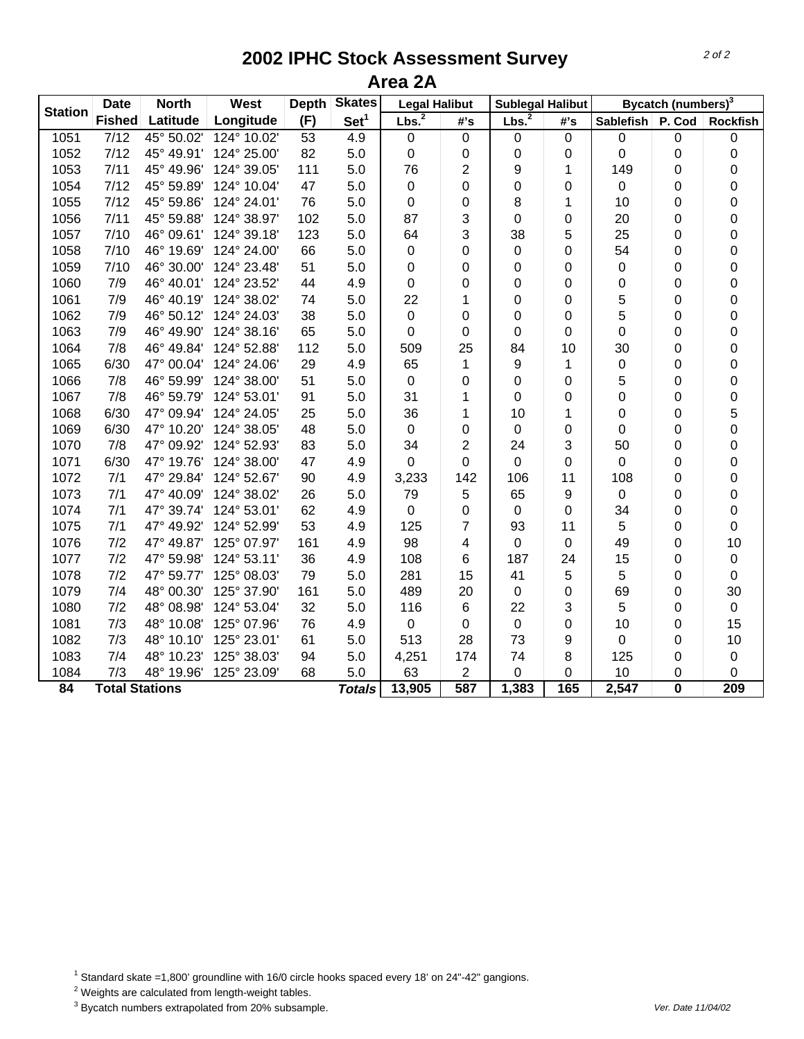# 2002 IPHC Stock Assessment Survey

## Area 2A

| Station | Date | North | West | Depth | Skates | Legal Halibut | | Sublegal Halibut | | Bycatch (numbers)[3] | | |
|---|---|---|---|---|---|---|---|---|---|---|---|---|
| | Fished | Latitude | Longitude | (F) | Set[1] | Lbs.[2] | #'s | Lbs.[2] | #'s | Sablefish | P. Cod | Rockfish |
| 1051 | 7/12 | 45° 50.02' | 124° 10.02' | 53 | 4.9 | 0 | 0 | 0 | 0 | 0 | 0 | 0 |
| 1052 | 7/12 | 45° 49.91' | 124° 25.00' | 82 | 5.0 | 0 | 0 | 0 | 0 | 0 | 0 | 0 |
| 1053 | 7/11 | 45° 49.96' | 124° 39.05' | 111 | 5.0 | 76 | 2 | 9 | 1 | 149 | 0 | 0 |
| 1054 | 7/12 | 45° 59.89' | 124° 10.04' | 47 | 5.0 | 0 | 0 | 0 | 0 | 0 | 0 | 0 |
| 1055 | 7/12 | 45° 59.86' | 124° 24.01' | 76 | 5.0 | 0 | 0 | 8 | 1 | 10 | 0 | 0 |
| 1056 | 7/11 | 45° 59.88' | 124° 38.97' | 102 | 5.0 | 87 | 3 | 0 | 0 | 20 | 0 | 0 |
| 1057 | 7/10 | 46° 09.61' | 124° 39.18' | 123 | 5.0 | 64 | 3 | 38 | 5 | 25 | 0 | 0 |
| 1058 | 7/10 | 46° 19.69' | 124° 24.00' | 66 | 5.0 | 0 | 0 | 0 | 0 | 54 | 0 | 0 |
| 1059 | 7/10 | 46° 30.00' | 124° 23.48' | 51 | 5.0 | 0 | 0 | 0 | 0 | 0 | 0 | 0 |
| 1060 | 7/9 | 46° 40.01' | 124° 23.52' | 44 | 4.9 | 0 | 0 | 0 | 0 | 0 | 0 | 0 |
| 1061 | 7/9 | 46° 40.19' | 124° 38.02' | 74 | 5.0 | 22 | 1 | 0 | 0 | 5 | 0 | 0 |
| 1062 | 7/9 | 46° 50.12' | 124° 24.03' | 38 | 5.0 | 0 | 0 | 0 | 0 | 5 | 0 | 0 |
| 1063 | 7/9 | 46° 49.90' | 124° 38.16' | 65 | 5.0 | 0 | 0 | 0 | 0 | 0 | 0 | 0 |
| 1064 | 7/8 | 46° 49.84' | 124° 52.88' | 112 | 5.0 | 509 | 25 | 84 | 10 | 30 | 0 | 0 |
| 1065 | 6/30 | 47° 00.04' | 124° 24.06' | 29 | 4.9 | 65 | 1 | 9 | 1 | 0 | 0 | 0 |
| 1066 | 7/8 | 46° 59.99' | 124° 38.00' | 51 | 5.0 | 0 | 0 | 0 | 0 | 5 | 0 | 0 |
| 1067 | 7/8 | 46° 59.79' | 124° 53.01' | 91 | 5.0 | 31 | 1 | 0 | 0 | 0 | 0 | 0 |
| 1068 | 6/30 | 47° 09.94' | 124° 24.05' | 25 | 5.0 | 36 | 1 | 10 | 1 | 0 | 0 | 5 |
| 1069 | 6/30 | 47° 10.20' | 124° 38.05' | 48 | 5.0 | 0 | 0 | 0 | 0 | 0 | 0 | 0 |
| 1070 | 7/8 | 47° 09.92' | 124° 52.93' | 83 | 5.0 | 34 | 2 | 24 | 3 | 50 | 0 | 0 |
| 1071 | 6/30 | 47° 19.76' | 124° 38.00' | 47 | 4.9 | 0 | 0 | 0 | 0 | 0 | 0 | 0 |
| 1072 | 7/1 | 47° 29.84' | 124° 52.67' | 90 | 4.9 | 3,233 | 142 | 106 | 11 | 108 | 0 | 0 |
| 1073 | 7/1 | 47° 40.09' | 124° 38.02' | 26 | 5.0 | 79 | 5 | 65 | 9 | 0 | 0 | 0 |
| 1074 | 7/1 | 47° 39.74' | 124° 53.01' | 62 | 4.9 | 0 | 0 | 0 | 0 | 34 | 0 | 0 |
| 1075 | 7/1 | 47° 49.92' | 124° 52.99' | 53 | 4.9 | 125 | 7 | 93 | 11 | 5 | 0 | 0 |
| 1076 | 7/2 | 47° 49.87' | 125° 07.97' | 161 | 4.9 | 98 | 4 | 0 | 0 | 49 | 0 | 10 |
| 1077 | 7/2 | 47° 59.98' | 124° 53.11' | 36 | 4.9 | 108 | 6 | 187 | 24 | 15 | 0 | 0 |
| 1078 | 7/2 | 47° 59.77' | 125° 08.03' | 79 | 5.0 | 281 | 15 | 41 | 5 | 5 | 0 | 0 |
| 1079 | 7/4 | 48° 00.30' | 125° 37.90' | 161 | 5.0 | 489 | 20 | 0 | 0 | 69 | 0 | 30 |
| 1080 | 7/2 | 48° 08.98' | 124° 53.04' | 32 | 5.0 | 116 | 6 | 22 | 3 | 5 | 0 | 0 |
| 1081 | 7/3 | 48° 10.08' | 125° 07.96' | 76 | 4.9 | 0 | 0 | 0 | 0 | 10 | 0 | 15 |
| 1082 | 7/3 | 48° 10.10' | 125° 23.01' | 61 | 5.0 | 513 | 28 | 73 | 9 | 0 | 0 | 10 |
| 1083 | 7/4 | 48° 10.23' | 125° 38.03' | 94 | 5.0 | 4,251 | 174 | 74 | 8 | 125 | 0 | 0 |
| 1084 | 7/3 | 48° 19.96' | 125° 23.09' | 68 | 5.0 | 63 | 2 | 0 | 0 | 10 | 0 | 0 |
| **84** | **Total Stations** | | | | ***Totals*** | **13,905** | **587** | **1,383** | **165** | **2,547** | **0** | **209** |

[1] Standard skate =1,800' groundline with 16/0 circle hooks spaced every 18' on 24"-42" gangions.

[2] Weights are calculated from length-weight tables.

[3] Bycatch numbers extrapolated from 20% subsample.

*Ver. Date 11/04/02*